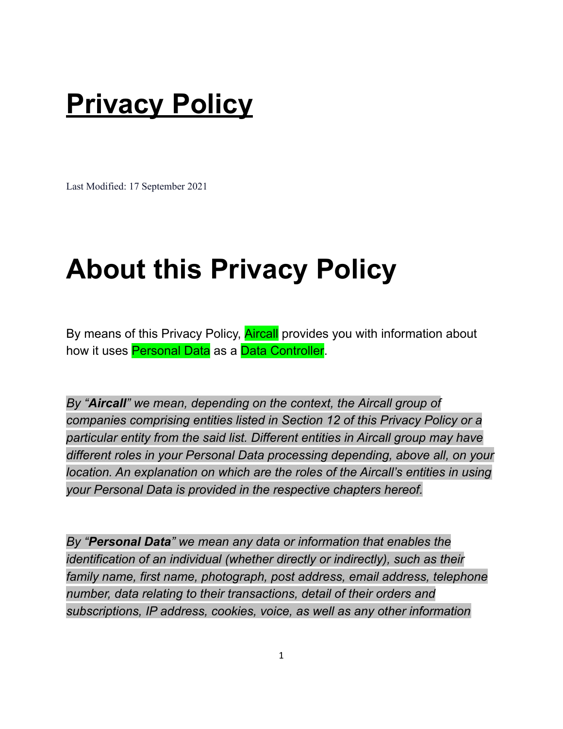# Privacy Policy

Last Modified: 17 September 2021

# About this Privacy Policy

By means of this Privacy Policy, Aircall provides you with information about how it uses Personal Data as a Data Controller.

*By "**Aircall**" we mean, depending on the context, the Aircall group of companies comprising entities listed in Section 12 of this Privacy Policy or a particular entity from the said list. Different entities in Aircall group may have different roles in your Personal Data processing depending, above all, on your location. An explanation on which are the roles of the Aircall's entities in using your Personal Data is provided in the respective chapters hereof.*

*By "**Personal Data**" we mean any data or information that enables the identification of an individual (whether directly or indirectly), such as their family name, first name, photograph, post address, email address, telephone number, data relating to their transactions, detail of their orders and subscriptions, IP address, cookies, voice, as well as any other information*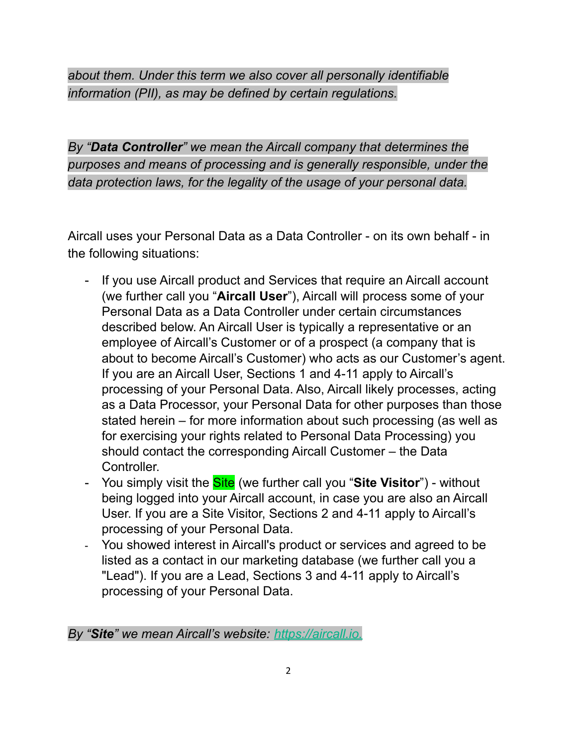*about them. Under this term we also cover all personally identifiable information (PII), as may be defined by certain regulations.*

*By "**Data Controller**" we mean the Aircall company that determines the purposes and means of processing and is generally responsible, under the data protection laws, for the legality of the usage of your personal data.*

Aircall uses your Personal Data as a Data Controller - on its own behalf - in the following situations:

- If you use Aircall product and Services that require an Aircall account (we further call you "**Aircall User**"), Aircall will process some of your Personal Data as a Data Controller under certain circumstances described below. An Aircall User is typically a representative or an employee of Aircall's Customer or of a prospect (a company that is about to become Aircall's Customer) who acts as our Customer's agent. If you are an Aircall User, Sections 1 and 4-11 apply to Aircall's processing of your Personal Data. Also, Aircall likely processes, acting as a Data Processor, your Personal Data for other purposes than those stated herein – for more information about such processing (as well as for exercising your rights related to Personal Data Processing) you should contact the corresponding Aircall Customer – the Data Controller.
- You simply visit the Site (we further call you "**Site Visitor**") - without being logged into your Aircall account, in case you are also an Aircall User. If you are a Site Visitor, Sections 2 and 4-11 apply to Aircall's processing of your Personal Data.
- You showed interest in Aircall's product or services and agreed to be listed as a contact in our marketing database (we further call you a "Lead"). If you are a Lead, Sections 3 and 4-11 apply to Aircall's processing of your Personal Data.

*By "**Site**" we mean Aircall's website: [https://aircall.io.](https://aircall.io)*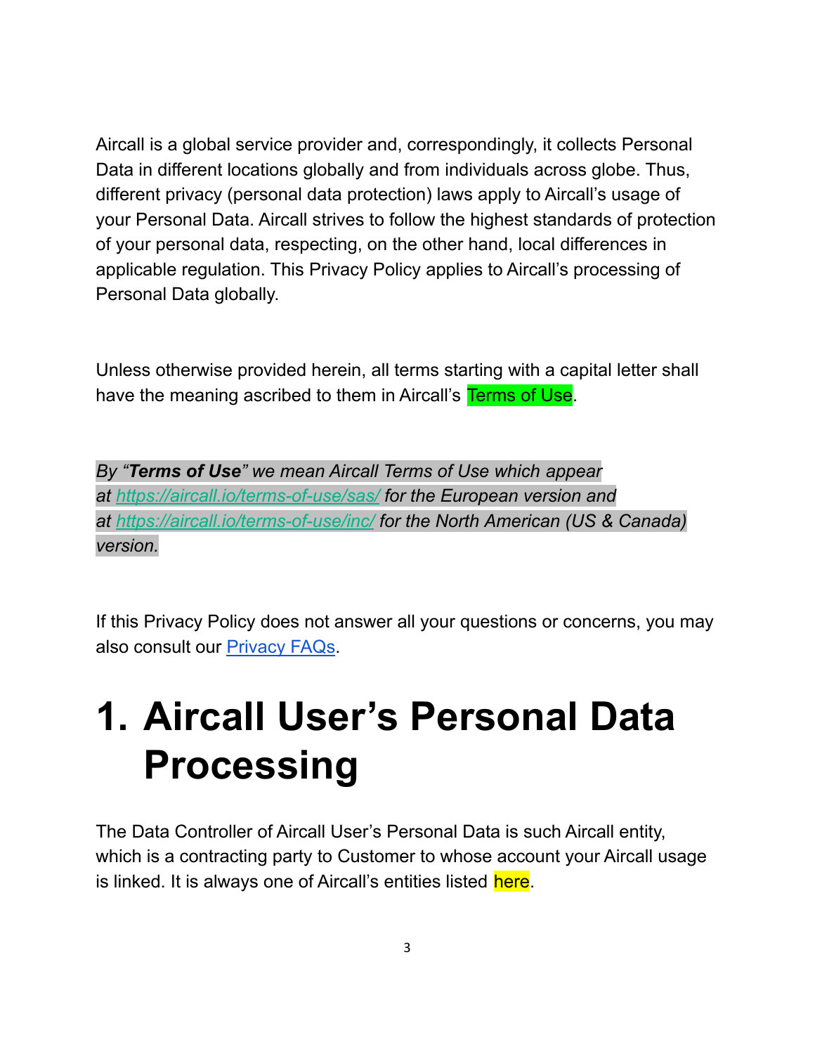Aircall is a global service provider and, correspondingly, it collects Personal Data in different locations globally and from individuals across globe. Thus, different privacy (personal data protection) laws apply to Aircall's usage of your Personal Data. Aircall strives to follow the highest standards of protection of your personal data, respecting, on the other hand, local differences in applicable regulation. This Privacy Policy applies to Aircall's processing of Personal Data globally.

Unless otherwise provided herein, all terms starting with a capital letter shall have the meaning ascribed to them in Aircall's Terms of Use.

*By "**Terms of Use**" we mean Aircall Terms of Use which appear at [https://aircall.io/terms-of-use/sas/](https://aircall.io/terms-of-use/sas/) for the European version and at [https://aircall.io/terms-of-use/inc/](https://aircall.io/terms-of-use/inc/) for the North American (US & Canada) version.*

If this Privacy Policy does not answer all your questions or concerns, you may also consult our [Privacy FAQs]().

# 1. Aircall User's Personal Data Processing

The Data Controller of Aircall User's Personal Data is such Aircall entity, which is a contracting party to Customer to whose account your Aircall usage is linked. It is always one of Aircall's entities listed here.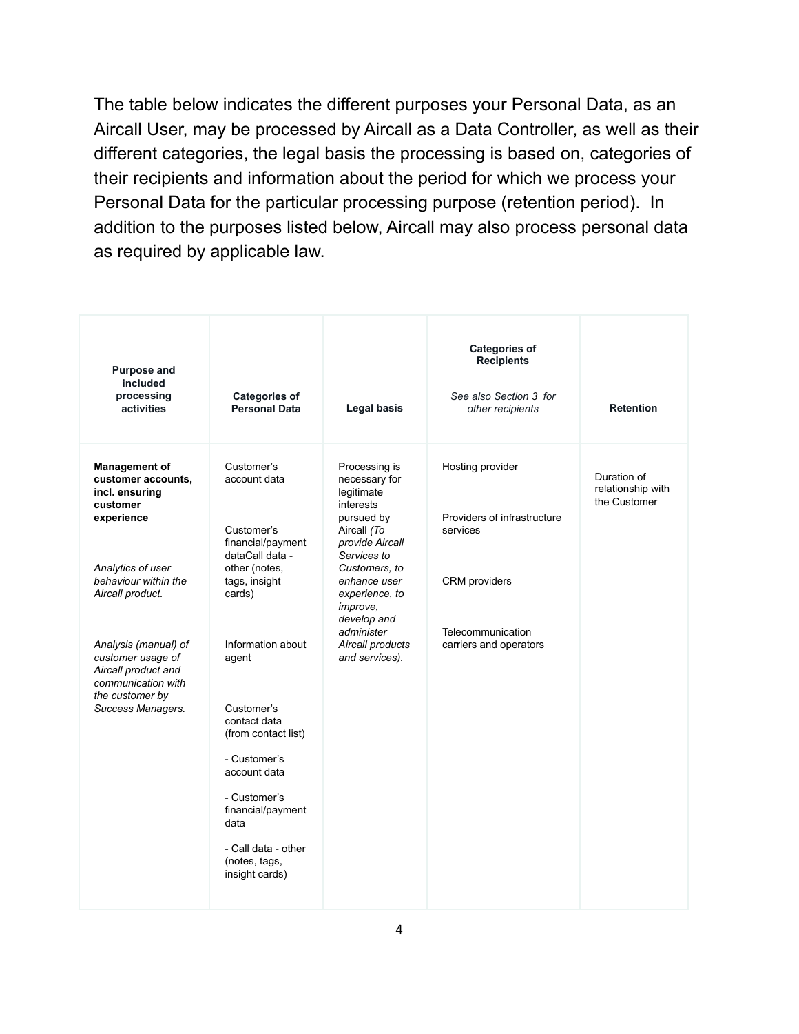The table below indicates the different purposes your Personal Data, as an Aircall User, may be processed by Aircall as a Data Controller, as well as their different categories, the legal basis the processing is based on, categories of their recipients and information about the period for which we process your Personal Data for the particular processing purpose (retention period). In addition to the purposes listed below, Aircall may also process personal data as required by applicable law.

| Purpose and included processing activities | Categories of Personal Data | Legal basis | Categories of Recipients<br><br>*See also Section 3 for other recipients* | Retention |
|---|---|---|---|---|
| **Management of customer accounts, incl. ensuring customer experience**<br><br>*Analytics of user behaviour within the Aircall product.*<br><br>*Analysis (manual) of customer usage of Aircall product and communication with the customer by Success Managers.* | Customer's account data<br><br>Customer's financial/payment dataCall data - other (notes, tags, insight cards)<br><br>Information about agent<br><br>Customer's contact data (from contact list)<br><br>- Customer's account data<br><br>- Customer's financial/payment data<br><br>- Call data - other (notes, tags, insight cards) | Processing is necessary for legitimate interests pursued by Aircall *(To provide Aircall Services to Customers, to enhance user experience, to improve, develop and administer Aircall products and services).* | Hosting provider<br><br>Providers of infrastructure services<br><br>CRM providers<br><br>Telecommunication carriers and operators | Duration of relationship with the Customer |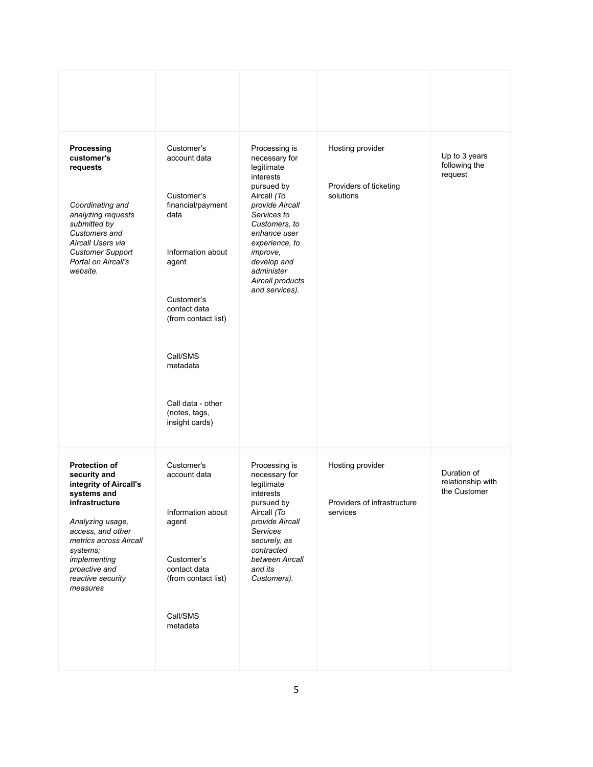| | | | | |
|---|---|---|---|---|
| **Processing customer's requests**<br><br>*Coordinating and analyzing requests submitted by Customers and Aircall Users via Customer Support Portal on Aircall's website.* | Customer's account data<br><br>Customer's financial/payment data<br><br>Information about agent<br><br>Customer's contact data (from contact list)<br><br>Call/SMS metadata<br><br>Call data - other (notes, tags, insight cards) | Processing is necessary for legitimate interests pursued by Aircall *(To provide Aircall Services to Customers, to enhance user experience, to improve, develop and administer Aircall products and services).* | Hosting provider<br><br>Providers of ticketing solutions | Up to 3 years following the request |
| **Protection of security and integrity of Aircall's systems and infrastructure**<br><br>*Analyzing usage, access, and other metrics across Aircall systems; implementing proactive and reactive security measures* | Customer's account data<br><br>Information about agent<br><br>Customer's contact data (from contact list)<br><br>Call/SMS metadata | Processing is necessary for legitimate interests pursued by Aircall *(To provide Aircall Services securely, as contracted between Aircall and its Customers).* | Hosting provider<br><br>Providers of infrastructure services | Duration of relationship with the Customer |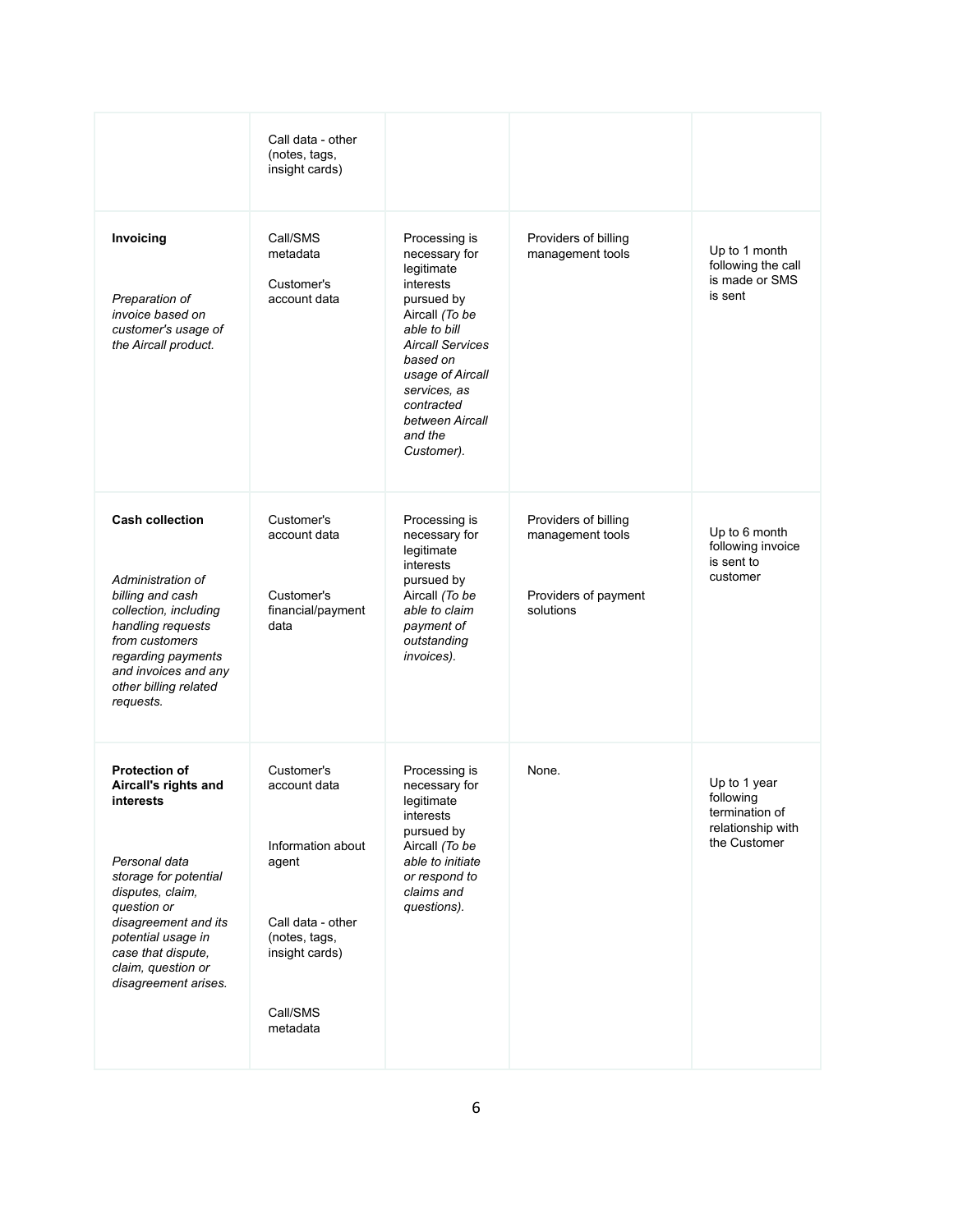| | | | | |
|---|---|---|---|---|
| | Call data - other (notes, tags, insight cards) | | | |
| **Invoicing**<br><br>*Preparation of invoice based on customer's usage of the Aircall product.* | Call/SMS metadata<br><br>Customer's account data | Processing is necessary for legitimate interests pursued by Aircall *(To be able to bill Aircall Services based on usage of Aircall services, as contracted between Aircall and the Customer).* | Providers of billing management tools | Up to 1 month following the call is made or SMS is sent |
| **Cash collection**<br><br>*Administration of billing and cash collection, including handling requests from customers regarding payments and invoices and any other billing related requests.* | Customer's account data<br><br>Customer's financial/payment data | Processing is necessary for legitimate interests pursued by Aircall *(To be able to claim payment of outstanding invoices).* | Providers of billing management tools<br><br>Providers of payment solutions | Up to 6 month following invoice is sent to customer |
| **Protection of Aircall's rights and interests**<br><br>*Personal data storage for potential disputes, claim, question or disagreement and its potential usage in case that dispute, claim, question or disagreement arises.* | Customer's account data<br><br>Information about agent<br><br>Call data - other (notes, tags, insight cards)<br><br>Call/SMS metadata | Processing is necessary for legitimate interests pursued by Aircall *(To be able to initiate or respond to claims and questions).* | None. | Up to 1 year following termination of relationship with the Customer |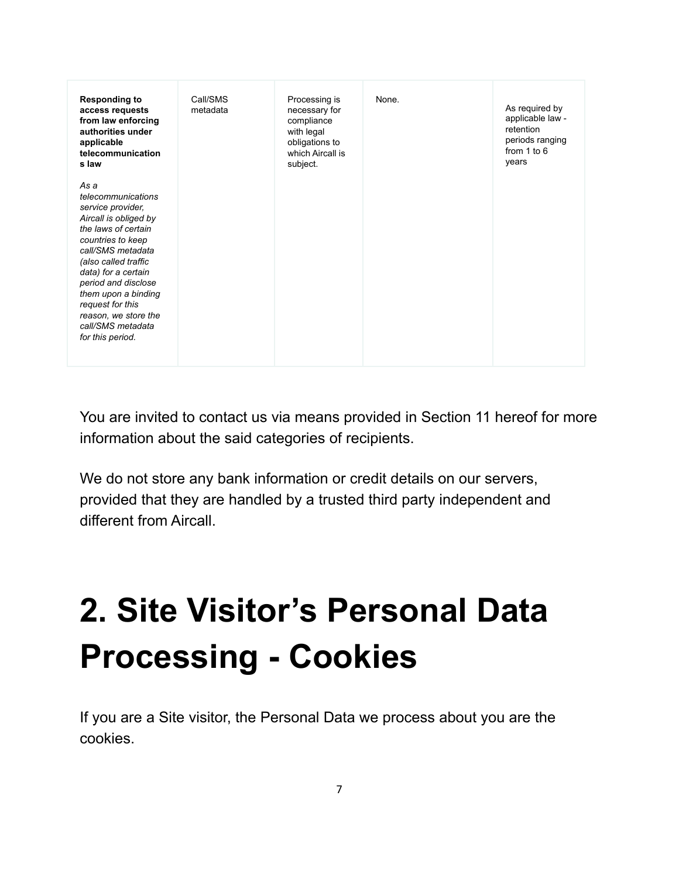| **Responding to access requests from law enforcing authorities under applicable telecommunications law**<br><br>*As a telecommunications service provider, Aircall is obliged by the laws of certain countries to keep call/SMS metadata (also called traffic data) for a certain period and disclose them upon a binding request for this reason, we store the call/SMS metadata for this period.* | Call/SMS metadata | Processing is necessary for compliance with legal obligations to which Aircall is subject. | None. | As required by applicable law - retention periods ranging from 1 to 6 years |
|---|---|---|---|---|

You are invited to contact us via means provided in Section 11 hereof for more information about the said categories of recipients.

We do not store any bank information or credit details on our servers, provided that they are handled by a trusted third party independent and different from Aircall.

# 2. Site Visitor's Personal Data Processing - Cookies

If you are a Site visitor, the Personal Data we process about you are the cookies.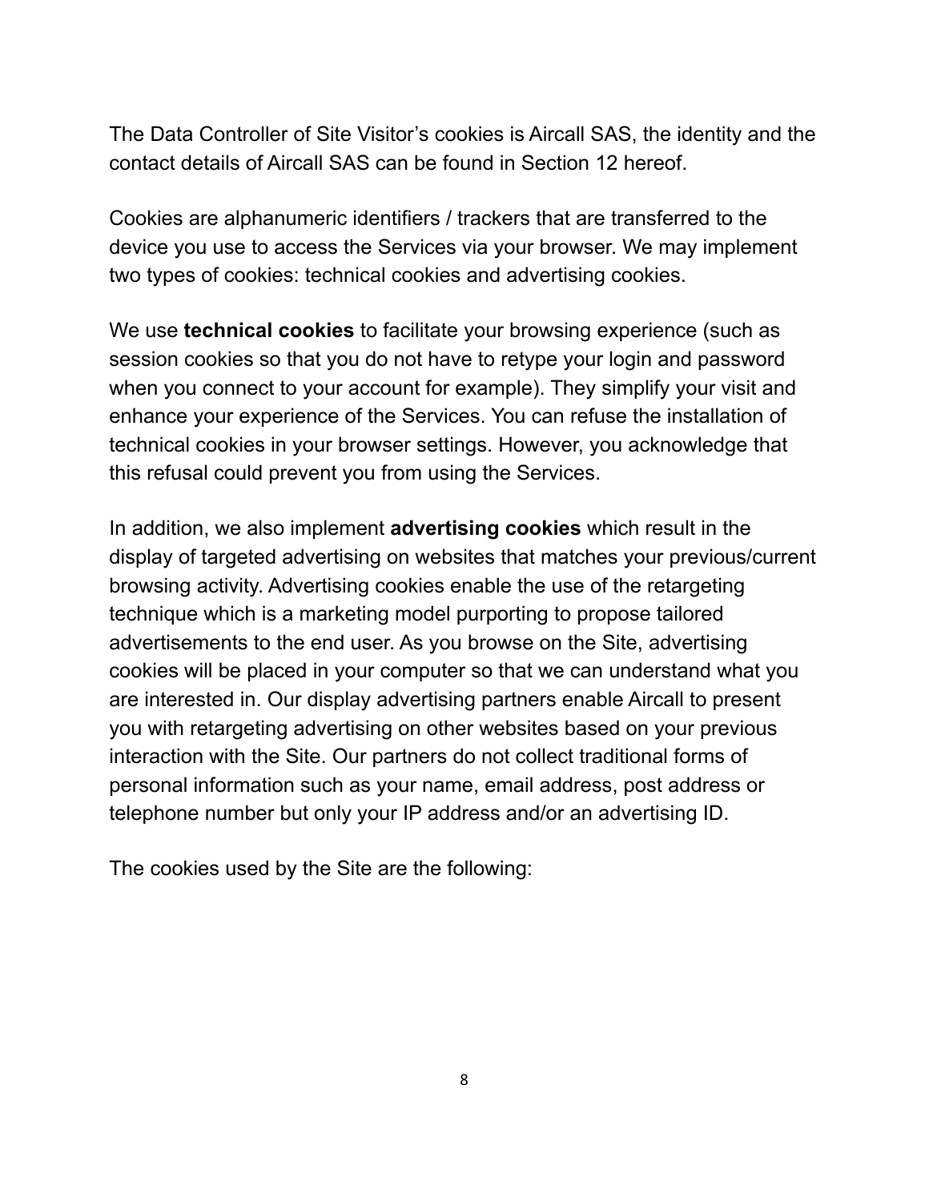The Data Controller of Site Visitor's cookies is Aircall SAS, the identity and the contact details of Aircall SAS can be found in Section 12 hereof.

Cookies are alphanumeric identifiers / trackers that are transferred to the device you use to access the Services via your browser. We may implement two types of cookies: technical cookies and advertising cookies.

We use **technical cookies** to facilitate your browsing experience (such as session cookies so that you do not have to retype your login and password when you connect to your account for example). They simplify your visit and enhance your experience of the Services. You can refuse the installation of technical cookies in your browser settings. However, you acknowledge that this refusal could prevent you from using the Services.

In addition, we also implement **advertising cookies** which result in the display of targeted advertising on websites that matches your previous/current browsing activity. Advertising cookies enable the use of the retargeting technique which is a marketing model purporting to propose tailored advertisements to the end user. As you browse on the Site, advertising cookies will be placed in your computer so that we can understand what you are interested in. Our display advertising partners enable Aircall to present you with retargeting advertising on other websites based on your previous interaction with the Site. Our partners do not collect traditional forms of personal information such as your name, email address, post address or telephone number but only your IP address and/or an advertising ID.

The cookies used by the Site are the following: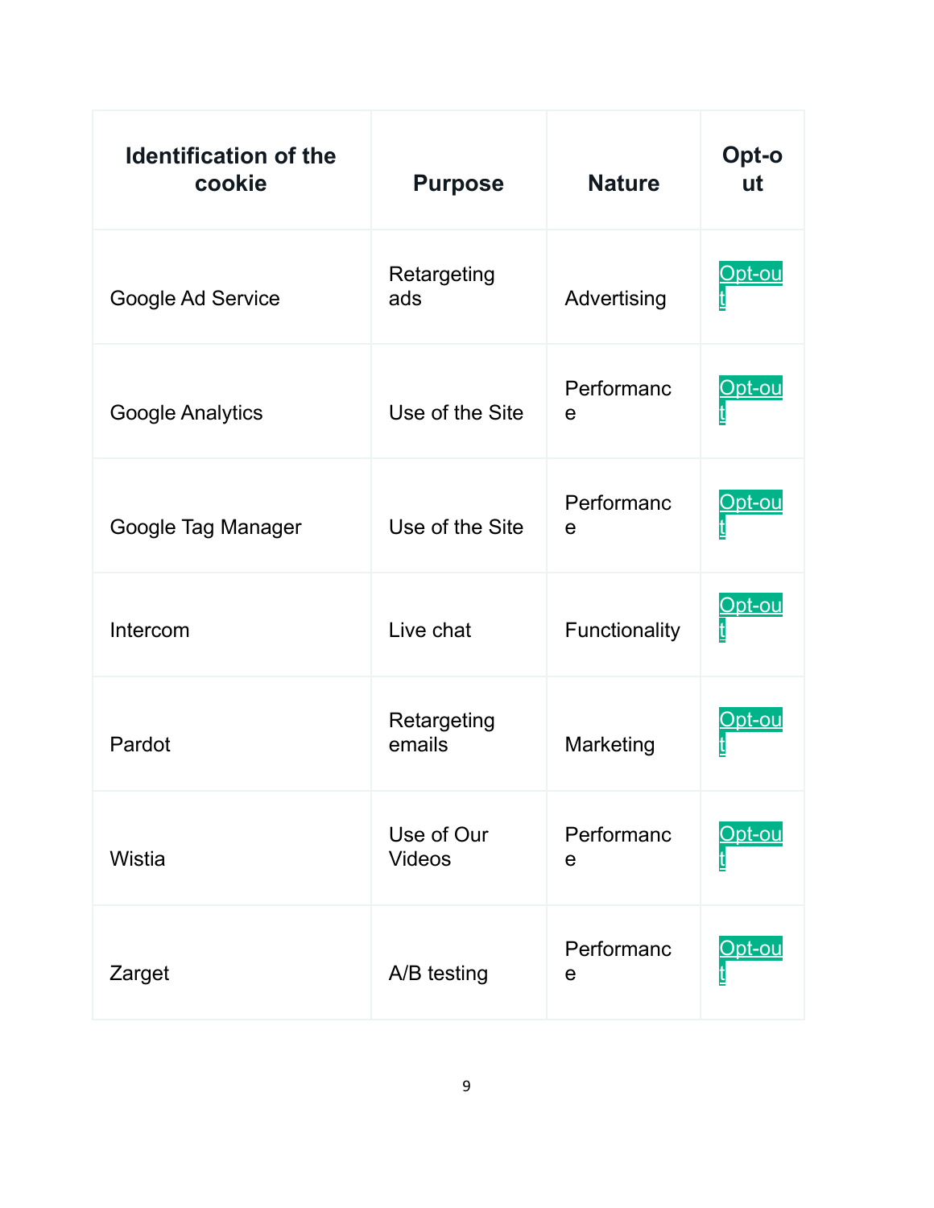| Identification of the cookie | Purpose | Nature | Opt-out |
|---|---|---|---|
| Google Ad Service | Retargeting ads | Advertising | Opt-out |
| Google Analytics | Use of the Site | Performance | Opt-out |
| Google Tag Manager | Use of the Site | Performance | Opt-out |
| Intercom | Live chat | Functionality | Opt-out |
| Pardot | Retargeting emails | Marketing | Opt-out |
| Wistia | Use of Our Videos | Performance | Opt-out |
| Zarget | A/B testing | Performance | Opt-out |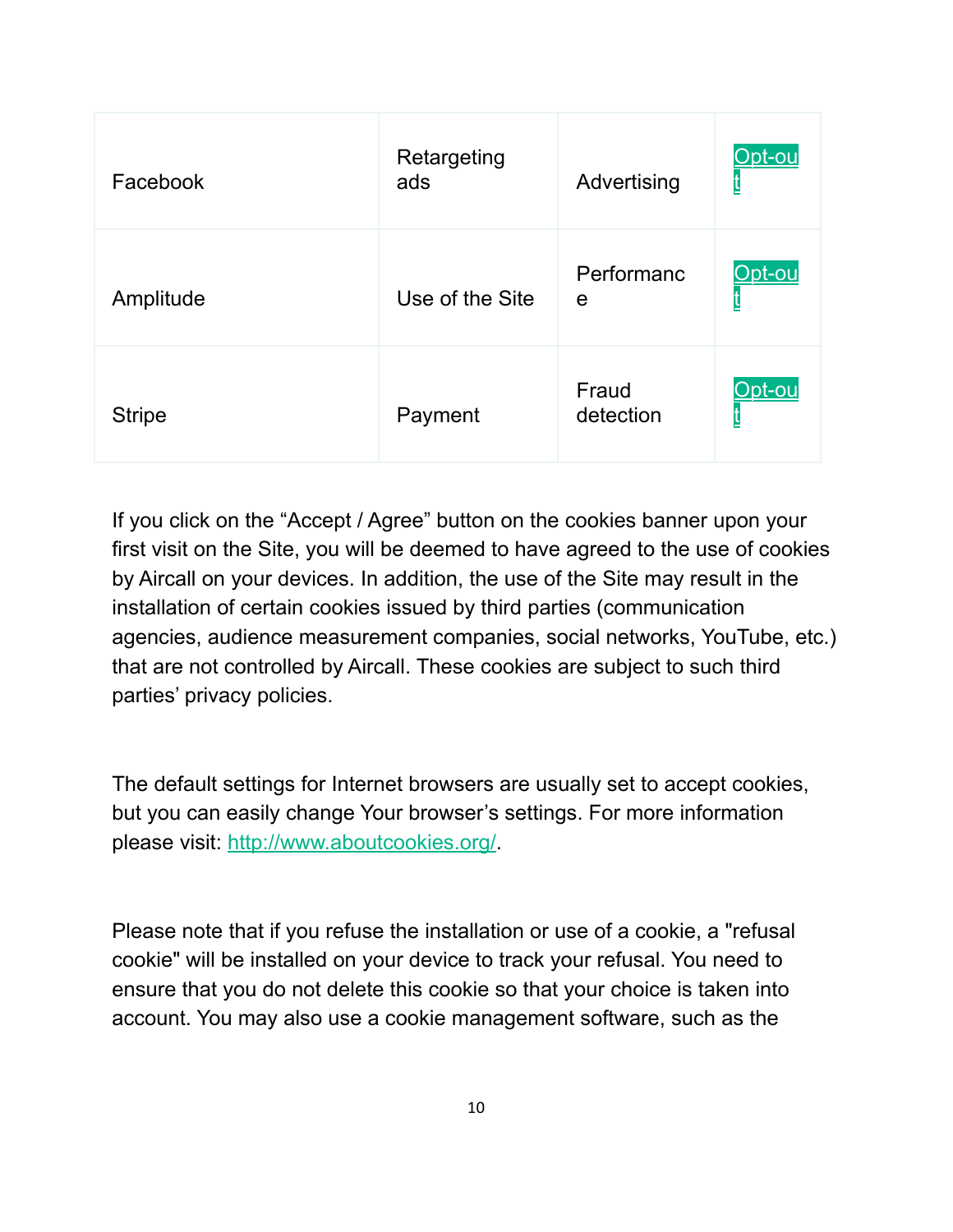| Facebook | Retargeting ads | Advertising | Opt-out |
|---|---|---|---|
| Amplitude | Use of the Site | Performance | Opt-out |
| Stripe | Payment | Fraud detection | Opt-out |

If you click on the “Accept / Agree” button on the cookies banner upon your first visit on the Site, you will be deemed to have agreed to the use of cookies by Aircall on your devices. In addition, the use of the Site may result in the installation of certain cookies issued by third parties (communication agencies, audience measurement companies, social networks, YouTube, etc.) that are not controlled by Aircall. These cookies are subject to such third parties’ privacy policies.

The default settings for Internet browsers are usually set to accept cookies, but you can easily change Your browser’s settings. For more information please visit: http://www.aboutcookies.org/.

Please note that if you refuse the installation or use of a cookie, a "refusal cookie" will be installed on your device to track your refusal. You need to ensure that you do not delete this cookie so that your choice is taken into account. You may also use a cookie management software, such as the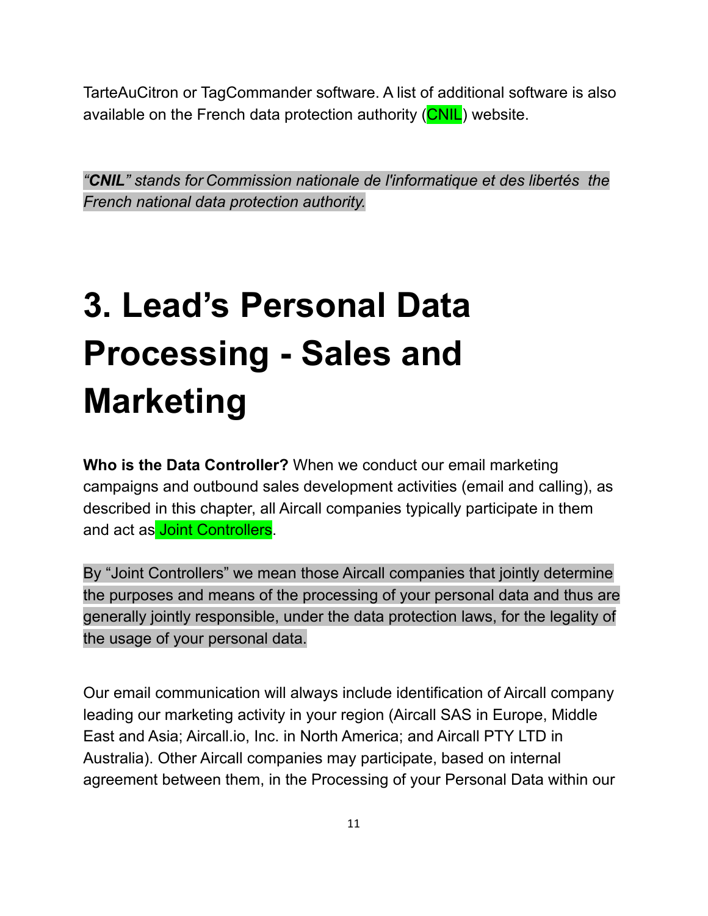TarteAuCitron or TagCommander software. A list of additional software is also available on the French data protection authority (CNIL) website.

*"**CNIL**" stands for Commission nationale de l'informatique et des libertés the French national data protection authority.*

# 3. Lead's Personal Data Processing - Sales and Marketing

**Who is the Data Controller?** When we conduct our email marketing campaigns and outbound sales development activities (email and calling), as described in this chapter, all Aircall companies typically participate in them and act as Joint Controllers.

By "Joint Controllers" we mean those Aircall companies that jointly determine the purposes and means of the processing of your personal data and thus are generally jointly responsible, under the data protection laws, for the legality of the usage of your personal data.

Our email communication will always include identification of Aircall company leading our marketing activity in your region (Aircall SAS in Europe, Middle East and Asia; Aircall.io, Inc. in North America; and Aircall PTY LTD in Australia). Other Aircall companies may participate, based on internal agreement between them, in the Processing of your Personal Data within our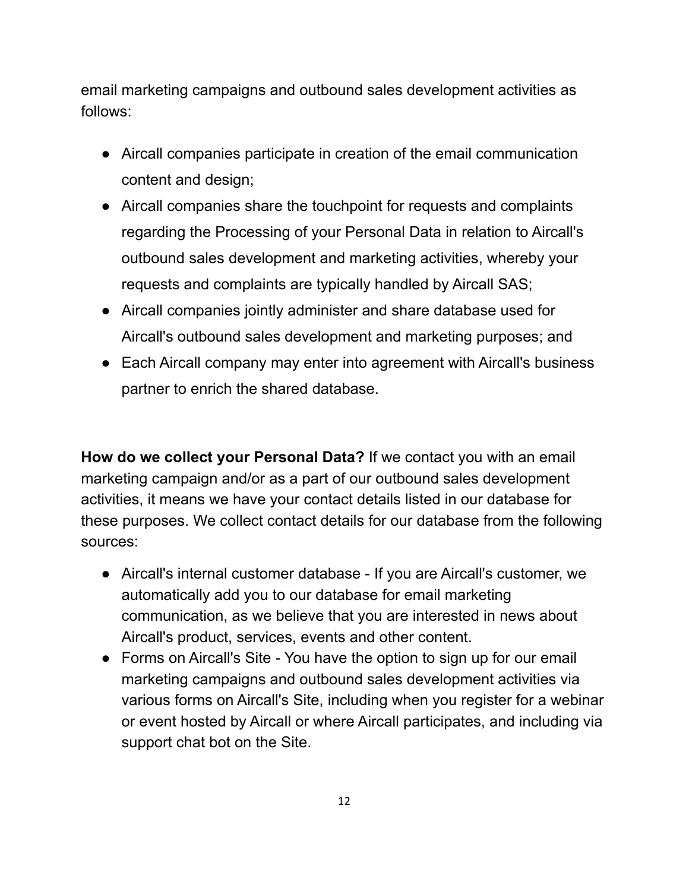email marketing campaigns and outbound sales development activities as follows:

- Aircall companies participate in creation of the email communication content and design;
- Aircall companies share the touchpoint for requests and complaints regarding the Processing of your Personal Data in relation to Aircall's outbound sales development and marketing activities, whereby your requests and complaints are typically handled by Aircall SAS;
- Aircall companies jointly administer and share database used for Aircall's outbound sales development and marketing purposes; and
- Each Aircall company may enter into agreement with Aircall's business partner to enrich the shared database.

**How do we collect your Personal Data?** If we contact you with an email marketing campaign and/or as a part of our outbound sales development activities, it means we have your contact details listed in our database for these purposes. We collect contact details for our database from the following sources:

- Aircall's internal customer database - If you are Aircall's customer, we automatically add you to our database for email marketing communication, as we believe that you are interested in news about Aircall's product, services, events and other content.
- Forms on Aircall's Site - You have the option to sign up for our email marketing campaigns and outbound sales development activities via various forms on Aircall's Site, including when you register for a webinar or event hosted by Aircall or where Aircall participates, and including via support chat bot on the Site.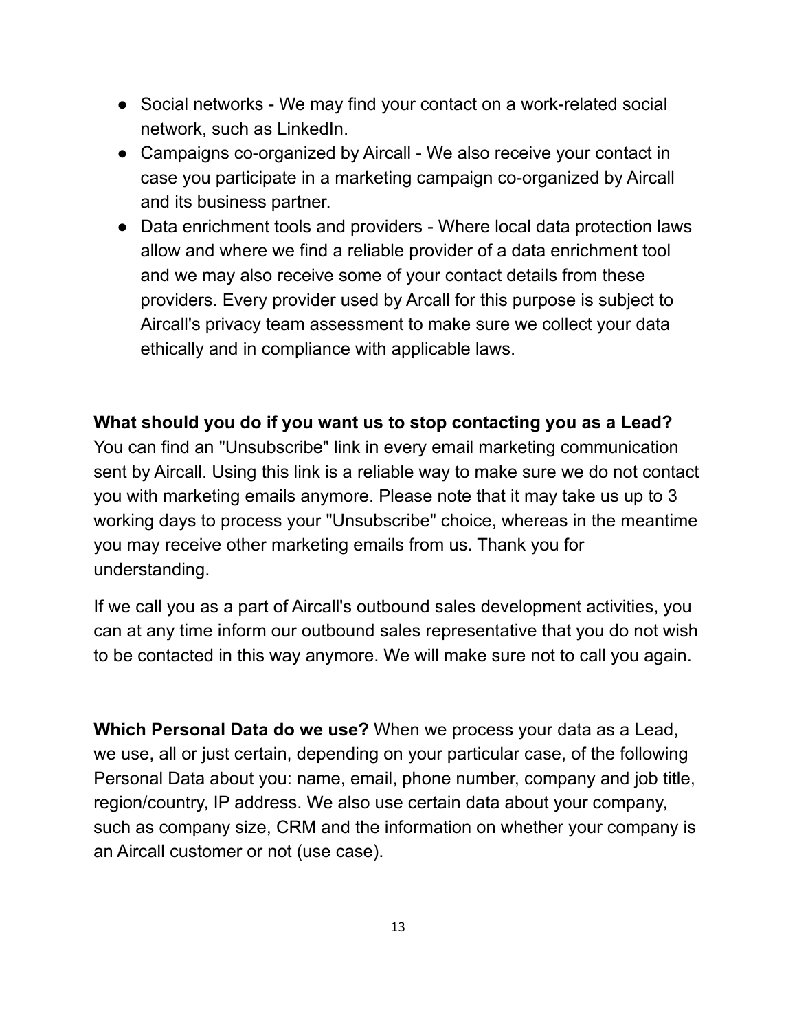- Social networks - We may find your contact on a work-related social network, such as LinkedIn.
- Campaigns co-organized by Aircall - We also receive your contact in case you participate in a marketing campaign co-organized by Aircall and its business partner.
- Data enrichment tools and providers - Where local data protection laws allow and where we find a reliable provider of a data enrichment tool and we may also receive some of your contact details from these providers. Every provider used by Arcall for this purpose is subject to Aircall's privacy team assessment to make sure we collect your data ethically and in compliance with applicable laws.

**What should you do if you want us to stop contacting you as a Lead?**
You can find an "Unsubscribe" link in every email marketing communication sent by Aircall. Using this link is a reliable way to make sure we do not contact you with marketing emails anymore. Please note that it may take us up to 3 working days to process your "Unsubscribe" choice, whereas in the meantime you may receive other marketing emails from us. Thank you for understanding.

If we call you as a part of Aircall's outbound sales development activities, you can at any time inform our outbound sales representative that you do not wish to be contacted in this way anymore. We will make sure not to call you again.

**Which Personal Data do we use?** When we process your data as a Lead, we use, all or just certain, depending on your particular case, of the following Personal Data about you: name, email, phone number, company and job title, region/country, IP address. We also use certain data about your company, such as company size, CRM and the information on whether your company is an Aircall customer or not (use case).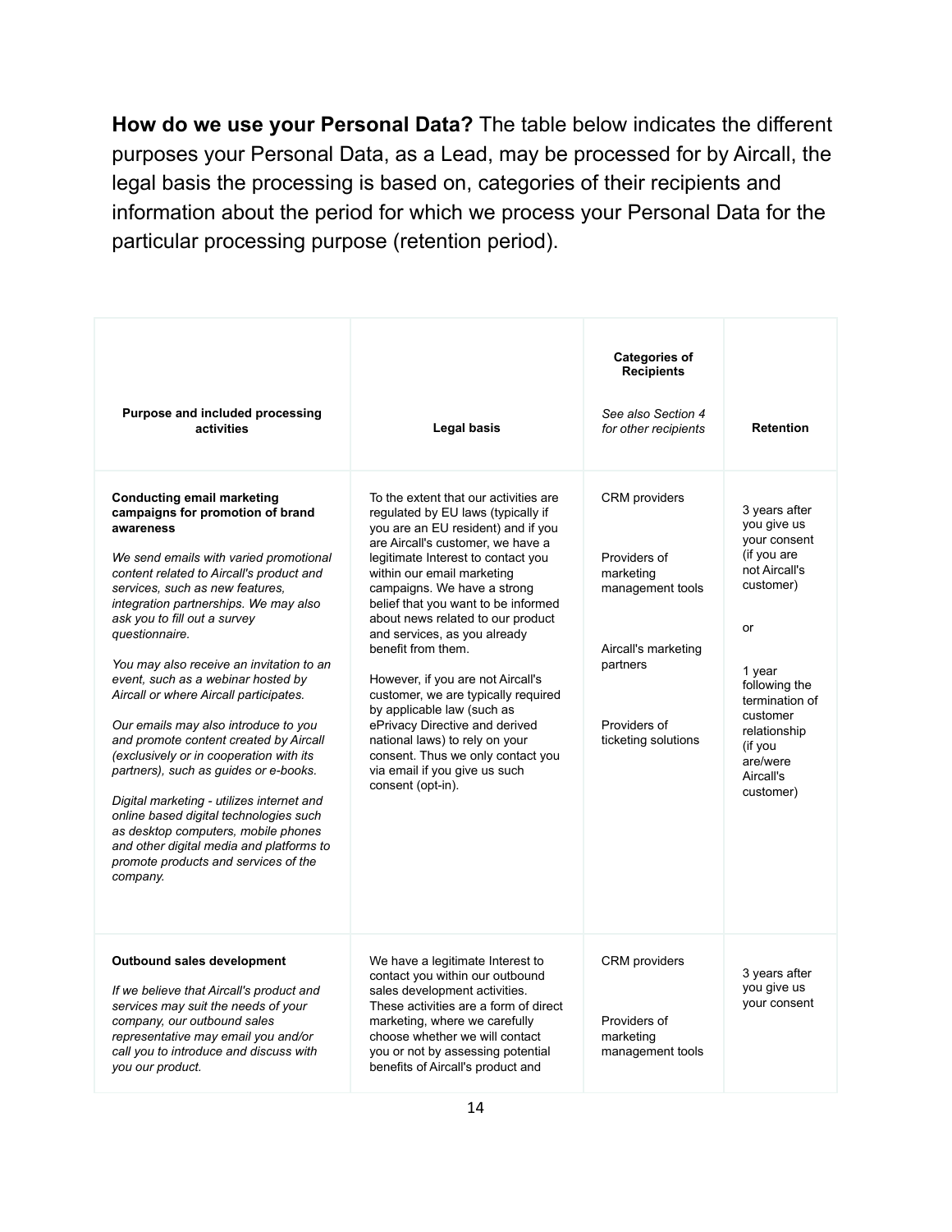**How do we use your Personal Data?** The table below indicates the different purposes your Personal Data, as a Lead, may be processed for by Aircall, the legal basis the processing is based on, categories of their recipients and information about the period for which we process your Personal Data for the particular processing purpose (retention period).

| **Purpose and included processing activities** | **Legal basis** | **Categories of Recipients**<br><br>*See also Section 4 for other recipients* | **Retention** |
|---|---|---|---|
| **Conducting email marketing campaigns for promotion of brand awareness**<br><br>*We send emails with varied promotional content related to Aircall's product and services, such as new features, integration partnerships. We may also ask you to fill out a survey questionnaire.*<br><br>*You may also receive an invitation to an event, such as a webinar hosted by Aircall or where Aircall participates.*<br><br>*Our emails may also introduce to you and promote content created by Aircall (exclusively or in cooperation with its partners), such as guides or e-books.*<br><br>*Digital marketing - utilizes internet and online based digital technologies such as desktop computers, mobile phones and other digital media and platforms to promote products and services of the company.* | To the extent that our activities are regulated by EU laws (typically if you are an EU resident) and if you are Aircall's customer, we have a legitimate Interest to contact you within our email marketing campaigns. We have a strong belief that you want to be informed about news related to our product and services, as you already benefit from them.<br><br>However, if you are not Aircall's customer, we are typically required by applicable law (such as ePrivacy Directive and derived national laws) to rely on your consent. Thus we only contact you via email if you give us such consent (opt-in). | CRM providers<br><br>Providers of marketing management tools<br><br>Aircall's marketing partners<br><br>Providers of ticketing solutions | 3 years after you give us your consent (if you are not Aircall's customer)<br><br>or<br><br>1 year following the termination of customer relationship (if you are/were Aircall's customer) |
| **Outbound sales development**<br><br>*If we believe that Aircall's product and services may suit the needs of your company, our outbound sales representative may email you and/or call you to introduce and discuss with you our product.* | We have a legitimate Interest to contact you within our outbound sales development activities. These activities are a form of direct marketing, where we carefully choose whether we will contact you or not by assessing potential benefits of Aircall's product and | CRM providers<br><br>Providers of marketing management tools | 3 years after you give us your consent |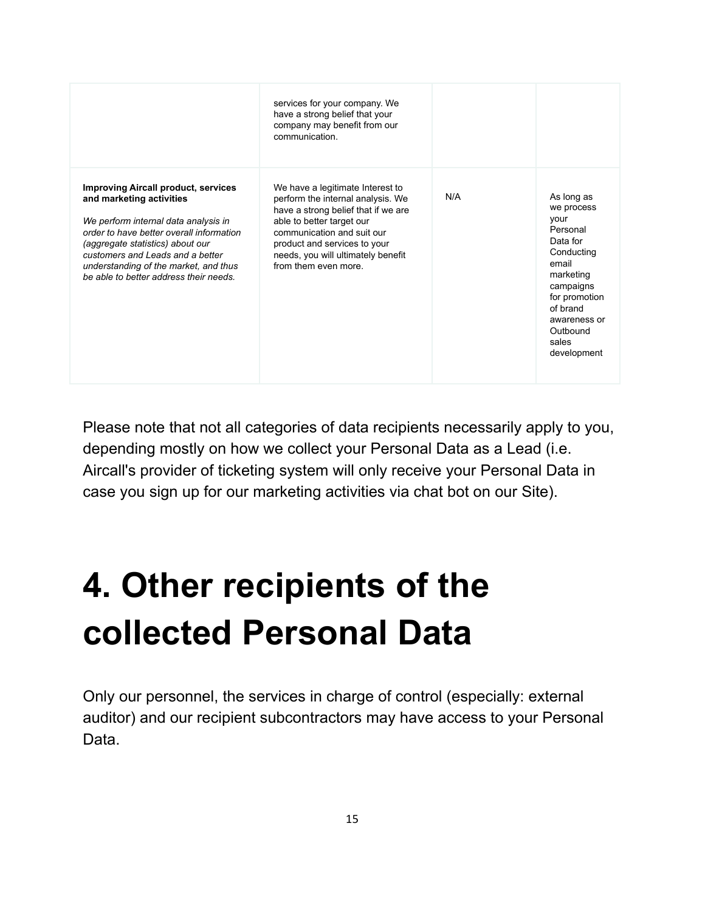| | | | |
|---|---|---|---|
| | services for your company. We have a strong belief that your company may benefit from our communication. | | |
| **Improving Aircall product, services and marketing activities**<br><br>*We perform internal data analysis in order to have better overall information (aggregate statistics) about our customers and Leads and a better understanding of the market, and thus be able to better address their needs.* | We have a legitimate Interest to perform the internal analysis. We have a strong belief that if we are able to better target our communication and suit our product and services to your needs, you will ultimately benefit from them even more. | N/A | As long as we process your Personal Data for Conducting email marketing campaigns for promotion of brand awareness or Outbound sales development |

Please note that not all categories of data recipients necessarily apply to you, depending mostly on how we collect your Personal Data as a Lead (i.e. Aircall's provider of ticketing system will only receive your Personal Data in case you sign up for our marketing activities via chat bot on our Site).

# 4. Other recipients of the collected Personal Data

Only our personnel, the services in charge of control (especially: external auditor) and our recipient subcontractors may have access to your Personal Data.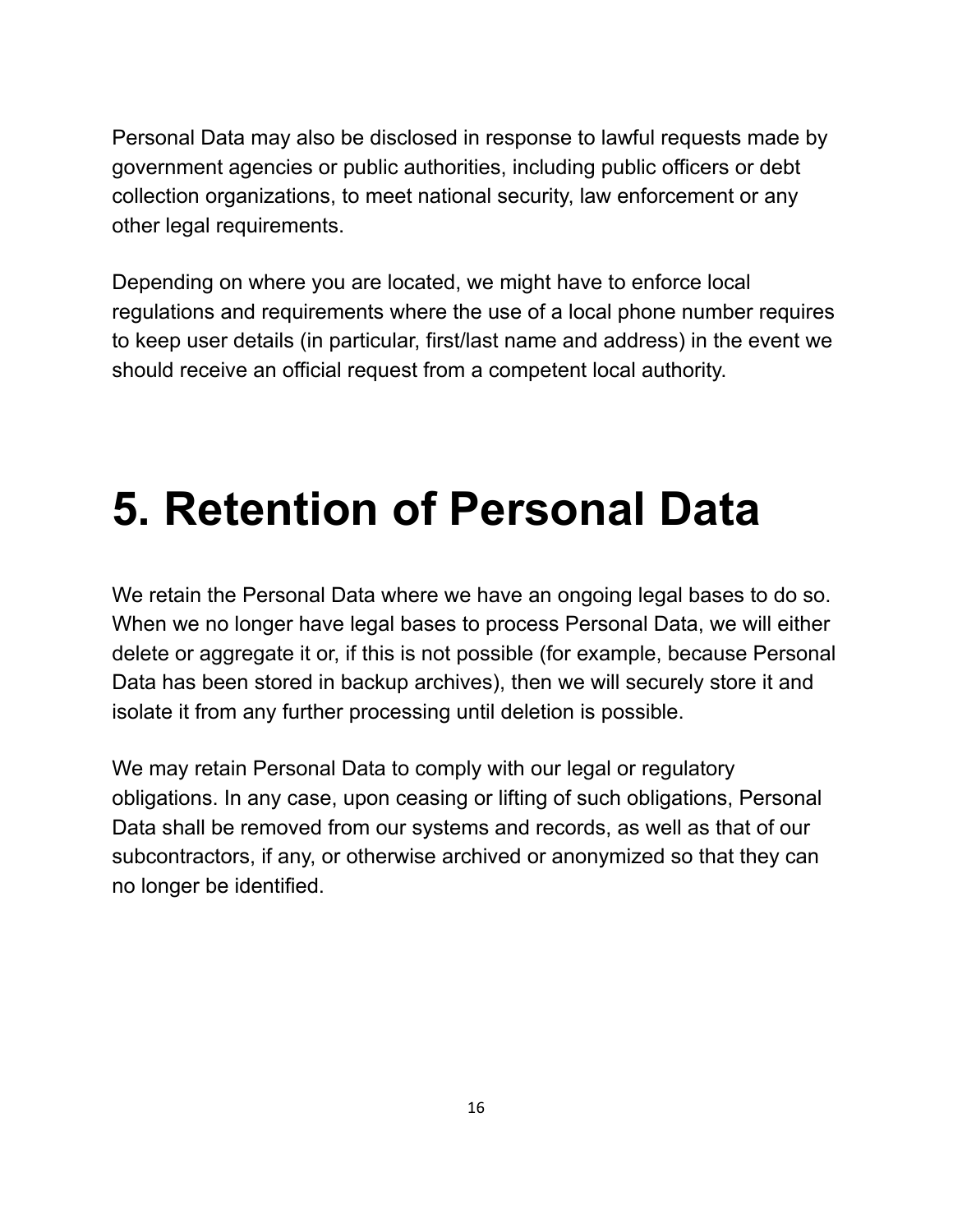Personal Data may also be disclosed in response to lawful requests made by government agencies or public authorities, including public officers or debt collection organizations, to meet national security, law enforcement or any other legal requirements.

Depending on where you are located, we might have to enforce local regulations and requirements where the use of a local phone number requires to keep user details (in particular, first/last name and address) in the event we should receive an official request from a competent local authority.

# 5. Retention of Personal Data

We retain the Personal Data where we have an ongoing legal bases to do so. When we no longer have legal bases to process Personal Data, we will either delete or aggregate it or, if this is not possible (for example, because Personal Data has been stored in backup archives), then we will securely store it and isolate it from any further processing until deletion is possible.

We may retain Personal Data to comply with our legal or regulatory obligations. In any case, upon ceasing or lifting of such obligations, Personal Data shall be removed from our systems and records, as well as that of our subcontractors, if any, or otherwise archived or anonymized so that they can no longer be identified.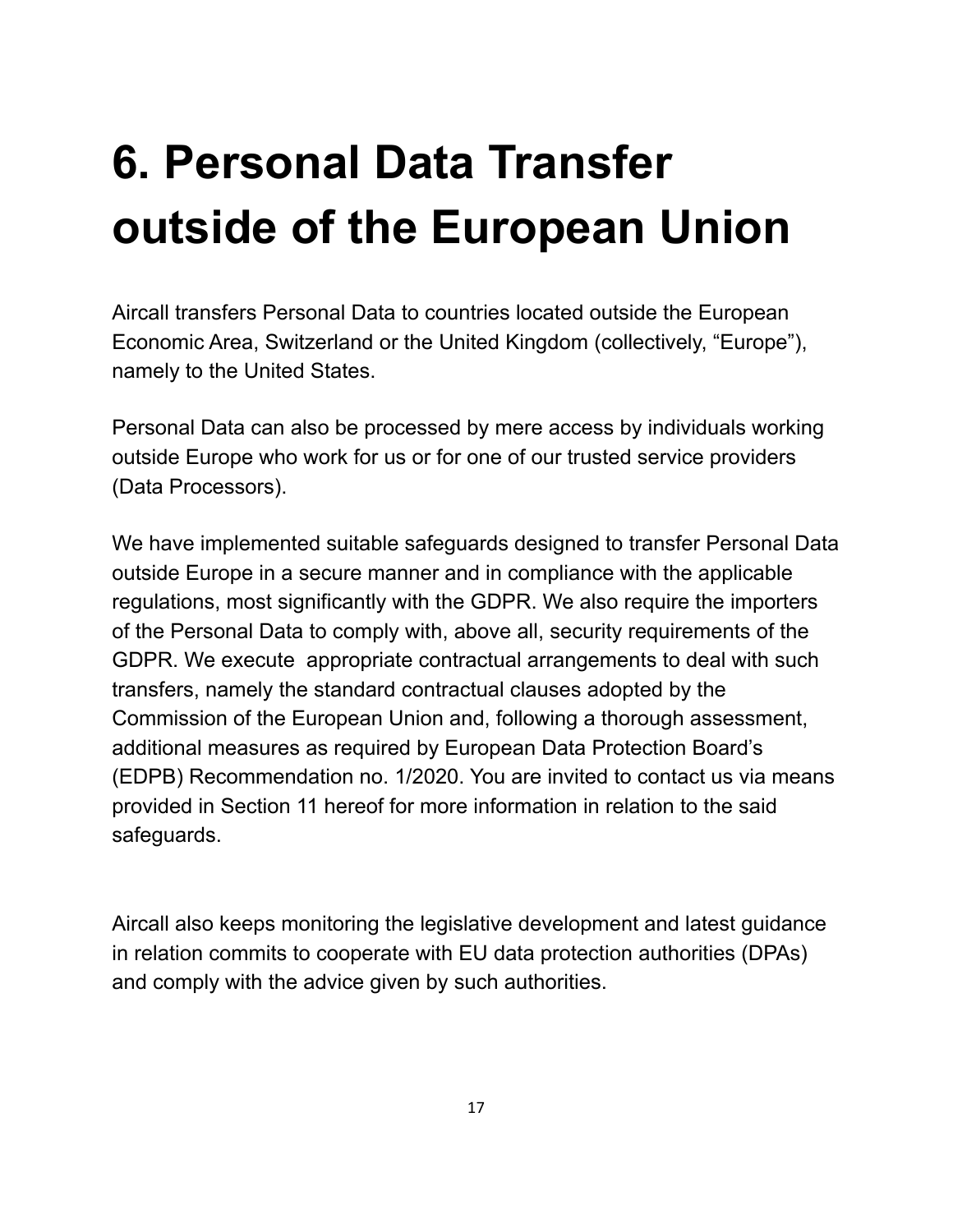# 6. Personal Data Transfer outside of the European Union

Aircall transfers Personal Data to countries located outside the European Economic Area, Switzerland or the United Kingdom (collectively, "Europe"), namely to the United States.

Personal Data can also be processed by mere access by individuals working outside Europe who work for us or for one of our trusted service providers (Data Processors).

We have implemented suitable safeguards designed to transfer Personal Data outside Europe in a secure manner and in compliance with the applicable regulations, most significantly with the GDPR. We also require the importers of the Personal Data to comply with, above all, security requirements of the GDPR. We execute  appropriate contractual arrangements to deal with such transfers, namely the standard contractual clauses adopted by the Commission of the European Union and, following a thorough assessment, additional measures as required by European Data Protection Board's (EDPB) Recommendation no. 1/2020. You are invited to contact us via means provided in Section 11 hereof for more information in relation to the said safeguards.

Aircall also keeps monitoring the legislative development and latest guidance in relation commits to cooperate with EU data protection authorities (DPAs) and comply with the advice given by such authorities.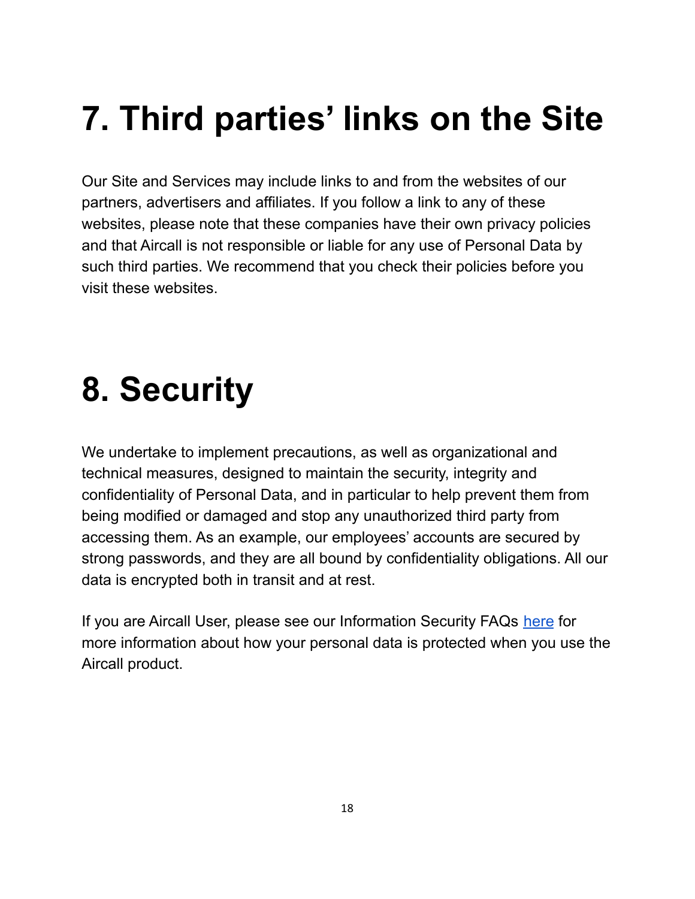# 7. Third parties' links on the Site

Our Site and Services may include links to and from the websites of our partners, advertisers and affiliates. If you follow a link to any of these websites, please note that these companies have their own privacy policies and that Aircall is not responsible or liable for any use of Personal Data by such third parties. We recommend that you check their policies before you visit these websites.

# 8. Security

We undertake to implement precautions, as well as organizational and technical measures, designed to maintain the security, integrity and confidentiality of Personal Data, and in particular to help prevent them from being modified or damaged and stop any unauthorized third party from accessing them. As an example, our employees' accounts are secured by strong passwords, and they are all bound by confidentiality obligations. All our data is encrypted both in transit and at rest.

If you are Aircall User, please see our Information Security FAQs here for more information about how your personal data is protected when you use the Aircall product.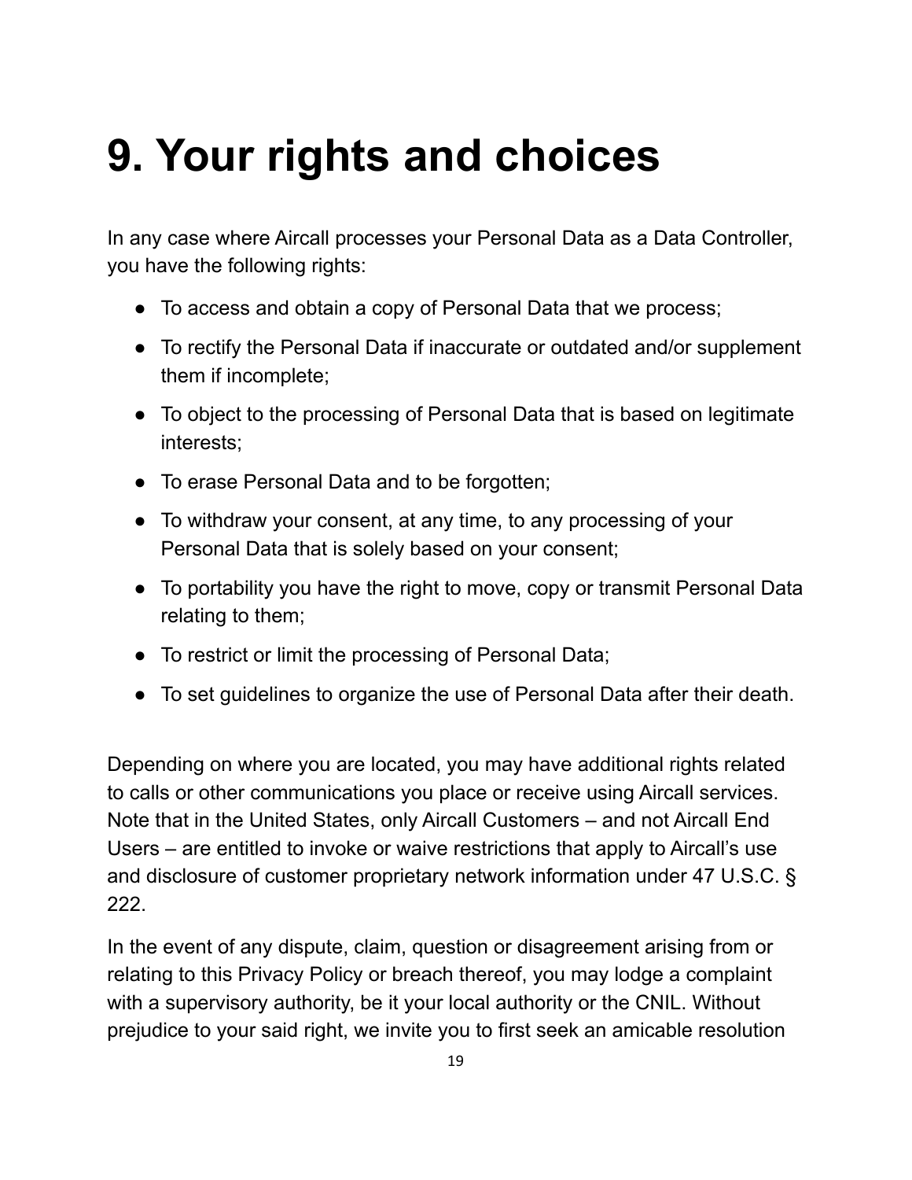# 9. Your rights and choices

In any case where Aircall processes your Personal Data as a Data Controller, you have the following rights:

- To access and obtain a copy of Personal Data that we process;
- To rectify the Personal Data if inaccurate or outdated and/or supplement them if incomplete;
- To object to the processing of Personal Data that is based on legitimate interests;
- To erase Personal Data and to be forgotten;
- To withdraw your consent, at any time, to any processing of your Personal Data that is solely based on your consent;
- To portability you have the right to move, copy or transmit Personal Data relating to them;
- To restrict or limit the processing of Personal Data;
- To set guidelines to organize the use of Personal Data after their death.

Depending on where you are located, you may have additional rights related to calls or other communications you place or receive using Aircall services. Note that in the United States, only Aircall Customers – and not Aircall End Users – are entitled to invoke or waive restrictions that apply to Aircall's use and disclosure of customer proprietary network information under 47 U.S.C. § 222.

In the event of any dispute, claim, question or disagreement arising from or relating to this Privacy Policy or breach thereof, you may lodge a complaint with a supervisory authority, be it your local authority or the CNIL. Without prejudice to your said right, we invite you to first seek an amicable resolution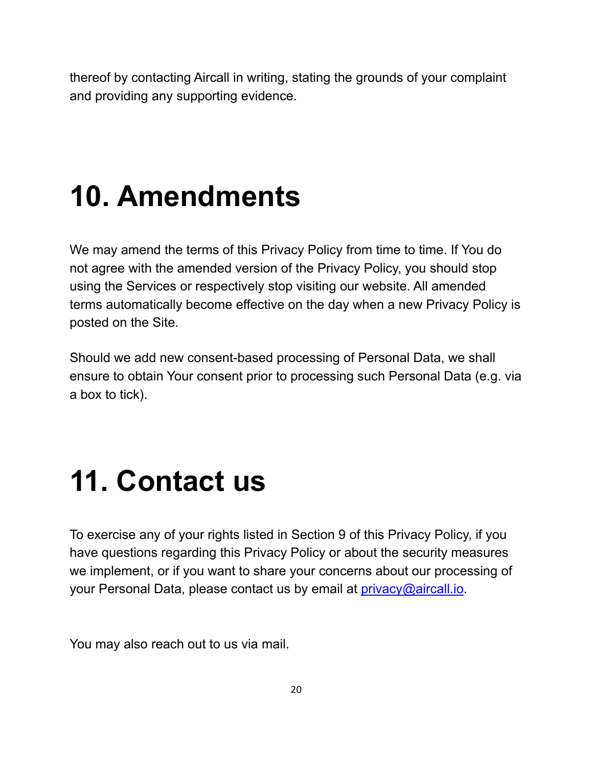thereof by contacting Aircall in writing, stating the grounds of your complaint and providing any supporting evidence.

# 10. Amendments

We may amend the terms of this Privacy Policy from time to time. If You do not agree with the amended version of the Privacy Policy, you should stop using the Services or respectively stop visiting our website. All amended terms automatically become effective on the day when a new Privacy Policy is posted on the Site.

Should we add new consent-based processing of Personal Data, we shall ensure to obtain Your consent prior to processing such Personal Data (e.g. via a box to tick).

# 11. Contact us

To exercise any of your rights listed in Section 9 of this Privacy Policy, if you have questions regarding this Privacy Policy or about the security measures we implement, or if you want to share your concerns about our processing of your Personal Data, please contact us by email at [privacy@aircall.io](mailto:privacy@aircall.io).

You may also reach out to us via mail.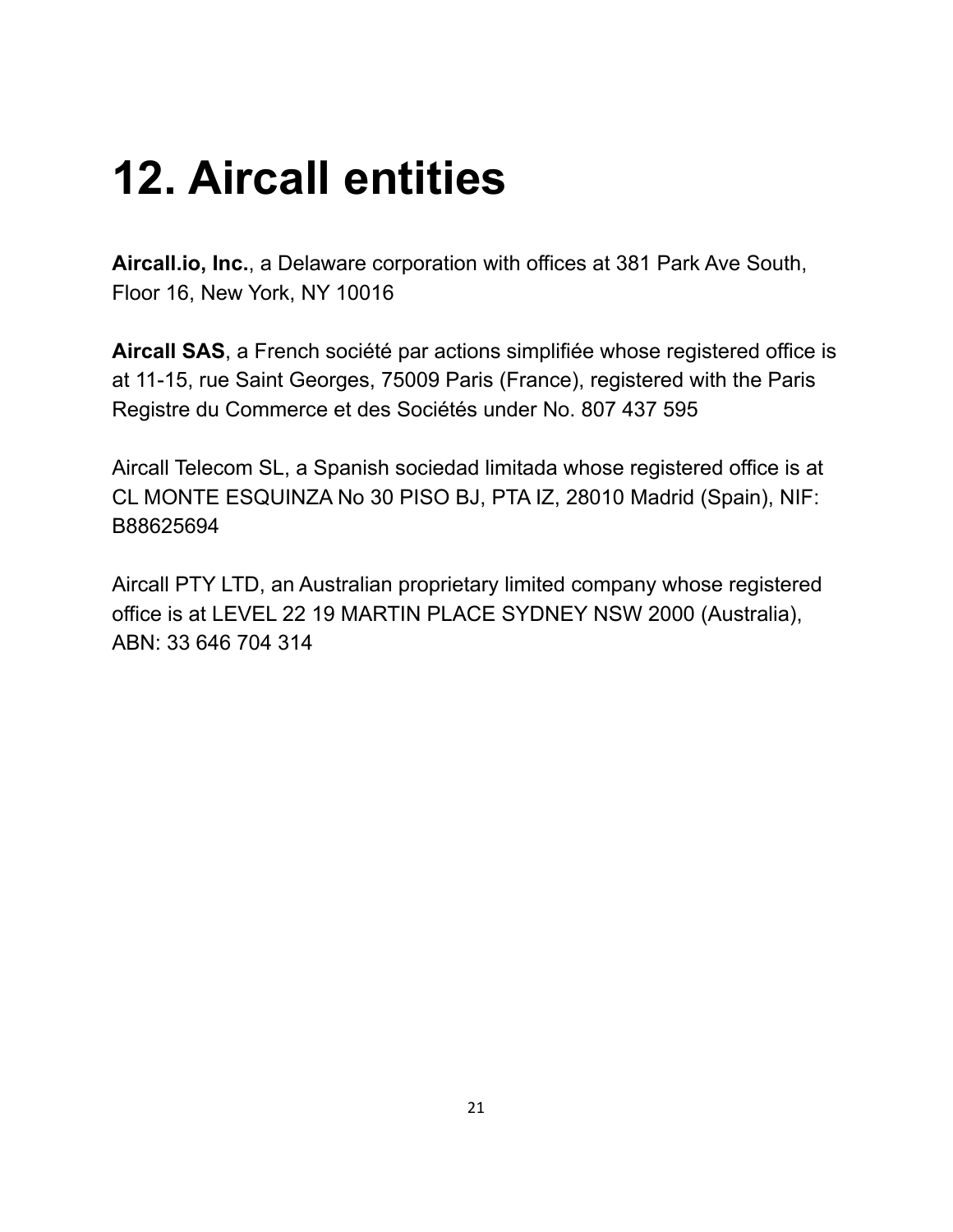# 12. Aircall entities

**Aircall.io, Inc.**, a Delaware corporation with offices at 381 Park Ave South, Floor 16, New York, NY 10016

**Aircall SAS**, a French société par actions simplifiée whose registered office is at 11-15, rue Saint Georges, 75009 Paris (France), registered with the Paris Registre du Commerce et des Sociétés under No. 807 437 595

Aircall Telecom SL, a Spanish sociedad limitada whose registered office is at CL MONTE ESQUINZA No 30 PISO BJ, PTA IZ, 28010 Madrid (Spain), NIF: B88625694

Aircall PTY LTD, an Australian proprietary limited company whose registered office is at LEVEL 22 19 MARTIN PLACE SYDNEY NSW 2000 (Australia), ABN: 33 646 704 314